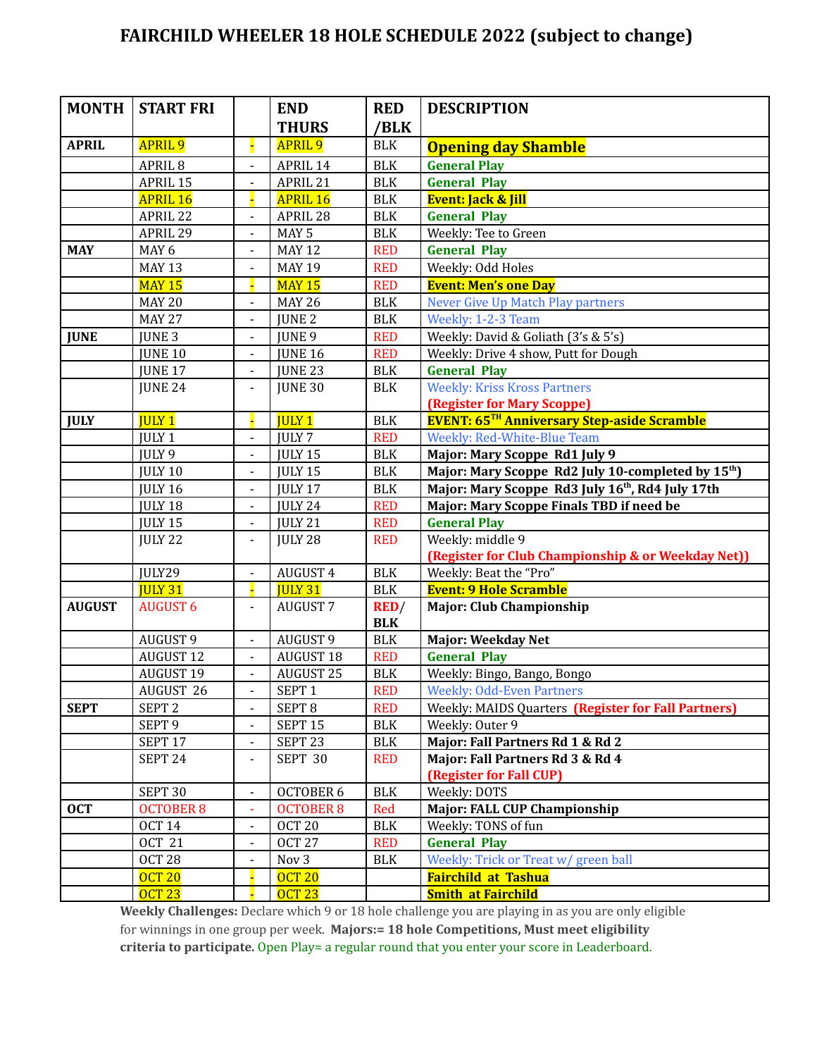# FAIRCHILD WHEELER 18 HOLE SCHEDULE 2022 (subject to change)

| MONTH | START FRI | | END THURS | RED /BLK | DESCRIPTION |
|---|---|---|---|---|---|
| **APRIL** | APRIL 9 | - | APRIL 9 | BLK | **Opening day Shamble** |
| | APRIL 8 | - | APRIL 14 | BLK | **General Play** |
| | APRIL 15 | - | APRIL 21 | BLK | **General Play** |
| | APRIL 16 | - | APRIL 16 | BLK | **Event: Jack & Jill** |
| | APRIL 22 | - | APRIL 28 | BLK | **General Play** |
| | APRIL 29 | - | MAY 5 | BLK | Weekly: Tee to Green |
| **MAY** | MAY 6 | - | MAY 12 | RED | **General Play** |
| | MAY 13 | - | MAY 19 | RED | Weekly: Odd Holes |
| | MAY 15 | - | MAY 15 | RED | **Event: Men's one Day** |
| | MAY 20 | - | MAY 26 | BLK | Never Give Up Match Play partners |
| | MAY 27 | - | JUNE 2 | BLK | Weekly: 1-2-3 Team |
| **JUNE** | JUNE 3 | - | JUNE 9 | RED | Weekly: David & Goliath (3's & 5's) |
| | JUNE 10 | - | JUNE 16 | RED | Weekly: Drive 4 show, Putt for Dough |
| | JUNE 17 | - | JUNE 23 | BLK | **General Play** |
| | JUNE 24 | - | JUNE 30 | BLK | Weekly: Kriss Kross Partners **(Register for Mary Scoppe)** |
| **JULY** | JULY 1 | - | JULY 1 | BLK | **EVENT: 65TH Anniversary Step-aside Scramble** |
| | JULY 1 | - | JULY 7 | RED | Weekly: Red-White-Blue Team |
| | JULY 9 | - | JULY 15 | BLK | **Major: Mary Scoppe Rd1 July 9** |
| | JULY 10 | - | JULY 15 | BLK | **Major: Mary Scoppe Rd2 July 10-completed by 15th)** |
| | JULY 16 | - | JULY 17 | BLK | **Major: Mary Scoppe Rd3 July 16th, Rd4 July 17th** |
| | JULY 18 | - | JULY 24 | RED | **Major: Mary Scoppe Finals TBD if need be** |
| | JULY 15 | - | JULY 21 | RED | **General Play** |
| | JULY 22 | - | JULY 28 | RED | Weekly: middle 9 **(Register for Club Championship & or Weekday Net))** |
| | JULY29 | - | AUGUST 4 | BLK | Weekly: Beat the "Pro" |
| | JULY 31 | - | JULY 31 | BLK | **Event: 9 Hole Scramble** |
| **AUGUST** | AUGUST 6 | - | AUGUST 7 | RED/ BLK | **Major: Club Championship** |
| | AUGUST 9 | - | AUGUST 9 | BLK | **Major: Weekday Net** |
| | AUGUST 12 | - | AUGUST 18 | RED | **General Play** |
| | AUGUST 19 | - | AUGUST 25 | BLK | Weekly: Bingo, Bango, Bongo |
| | AUGUST 26 | - | SEPT 1 | RED | Weekly: Odd-Even Partners |
| **SEPT** | SEPT 2 | - | SEPT 8 | RED | Weekly: MAIDS Quarters **(Register for Fall Partners)** |
| | SEPT 9 | - | SEPT 15 | BLK | Weekly: Outer 9 |
| | SEPT 17 | - | SEPT 23 | BLK | **Major: Fall Partners Rd 1 & Rd 2** |
| | SEPT 24 | - | SEPT 30 | RED | **Major: Fall Partners Rd 3 & Rd 4** **(Register for Fall CUP)** |
| | SEPT 30 | - | OCTOBER 6 | BLK | Weekly: DOTS |
| **OCT** | OCTOBER 8 | - | OCTOBER 8 | Red | **Major: FALL CUP Championship** |
| | OCT 14 | - | OCT 20 | BLK | Weekly: TONS of fun |
| | OCT 21 | - | OCT 27 | RED | **General Play** |
| | OCT 28 | - | Nov 3 | BLK | Weekly: Trick or Treat w/ green ball |
| | OCT 20 | - | OCT 20 | | **Fairchild at Tashua** |
| | OCT 23 | - | OCT 23 | | **Smith at Fairchild** |

**Weekly Challenges:** Declare which 9 or 18 hole challenge you are playing in as you are only eligible for winnings in one group per week. **Majors:= 18 hole Competitions, Must meet eligibility criteria to participate.** Open Play= a regular round that you enter your score in Leaderboard.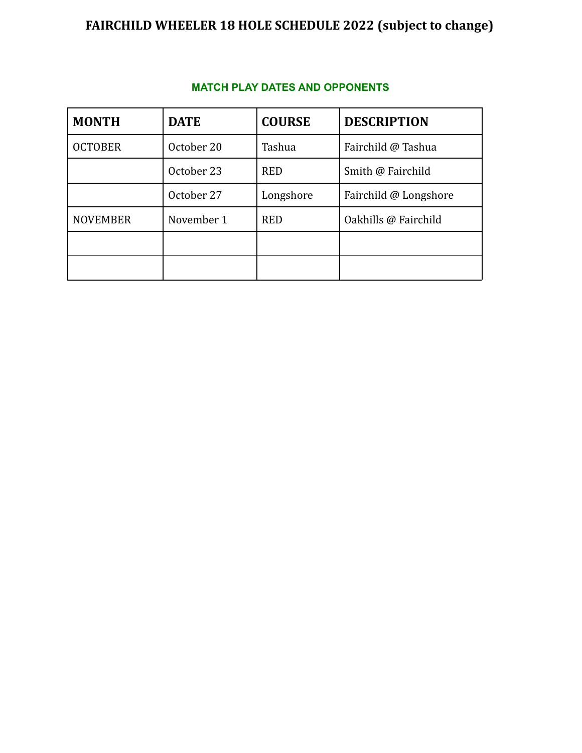# FAIRCHILD WHEELER 18 HOLE SCHEDULE 2022 (subject to change)

## MATCH PLAY DATES AND OPPONENTS

| MONTH | DATE | COURSE | DESCRIPTION |
|---|---|---|---|
| OCTOBER | October 20 | Tashua | Fairchild @ Tashua |
| | October 23 | RED | Smith @ Fairchild |
| | October 27 | Longshore | Fairchild @ Longshore |
| NOVEMBER | November 1 | RED | Oakhills @ Fairchild |
| | | | |
| | | | |